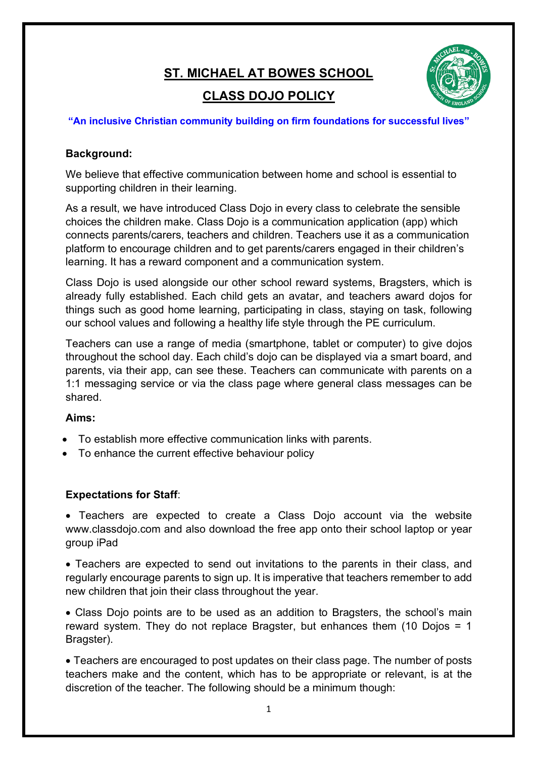# ST. MICHAEL AT BOWES SCHOOL

## CLASS DOJO POLICY

**"An inclusive Christian community building on firm foundations for successful lives"**

### Background:

We believe that effective communication between home and school is essential to supporting children in their learning.

As a result, we have introduced Class Dojo in every class to celebrate the sensible choices the children make. Class Dojo is a communication application (app) which connects parents/carers, teachers and children. Teachers use it as a communication platform to encourage children and to get parents/carers engaged in their children's learning. It has a reward component and a communication system.

Class Dojo is used alongside our other school reward systems, Bragsters, which is already fully established. Each child gets an avatar, and teachers award dojos for things such as good home learning, participating in class, staying on task, following our school values and following a healthy life style through the PE curriculum.

Teachers can use a range of media (smartphone, tablet or computer) to give dojos throughout the school day. Each child's dojo can be displayed via a smart board, and parents, via their app, can see these. Teachers can communicate with parents on a 1:1 messaging service or via the class page where general class messages can be shared.

### Aims:

- To establish more effective communication links with parents.
- To enhance the current effective behaviour policy

### Expectations for Staff:

- Teachers are expected to create a Class Dojo account via the website www.classdojo.com and also download the free app onto their school laptop or year group iPad
- Teachers are expected to send out invitations to the parents in their class, and regularly encourage parents to sign up. It is imperative that teachers remember to add new children that join their class throughout the year.
- Class Dojo points are to be used as an addition to Bragsters, the school's main reward system. They do not replace Bragster, but enhances them (10 Dojos = 1 Bragster).
- Teachers are encouraged to post updates on their class page. The number of posts teachers make and the content, which has to be appropriate or relevant, is at the discretion of the teacher. The following should be a minimum though: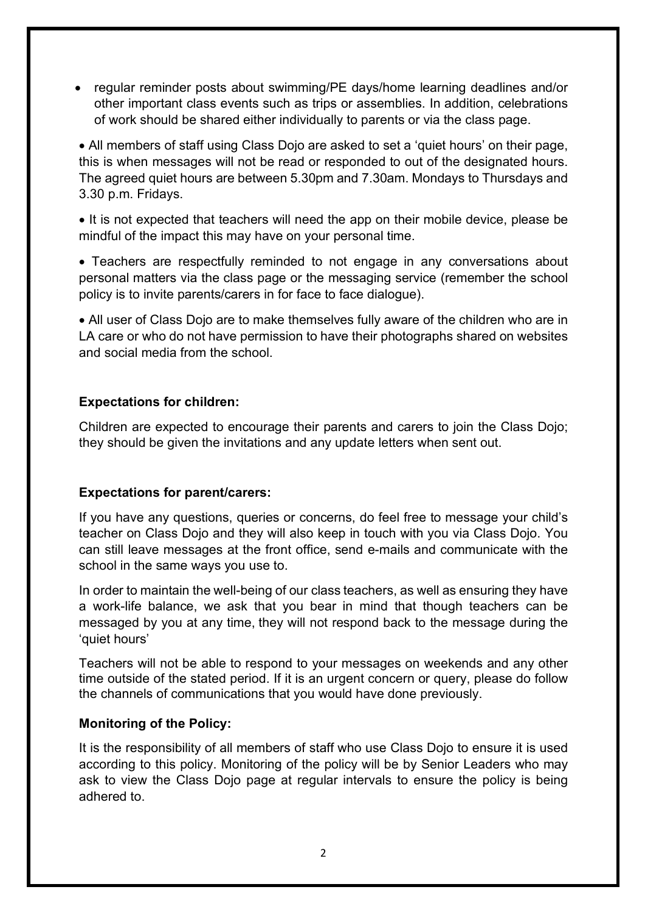- regular reminder posts about swimming/PE days/home learning deadlines and/or other important class events such as trips or assemblies. In addition, celebrations of work should be shared either individually to parents or via the class page.

- All members of staff using Class Dojo are asked to set a 'quiet hours' on their page, this is when messages will not be read or responded to out of the designated hours. The agreed quiet hours are between 5.30pm and 7.30am. Mondays to Thursdays and 3.30 p.m. Fridays.

- It is not expected that teachers will need the app on their mobile device, please be mindful of the impact this may have on your personal time.

- Teachers are respectfully reminded to not engage in any conversations about personal matters via the class page or the messaging service (remember the school policy is to invite parents/carers in for face to face dialogue).

- All user of Class Dojo are to make themselves fully aware of the children who are in LA care or who do not have permission to have their photographs shared on websites and social media from the school.

**Expectations for children:**

Children are expected to encourage their parents and carers to join the Class Dojo; they should be given the invitations and any update letters when sent out.

**Expectations for parent/carers:**

If you have any questions, queries or concerns, do feel free to message your child's teacher on Class Dojo and they will also keep in touch with you via Class Dojo. You can still leave messages at the front office, send e-mails and communicate with the school in the same ways you use to.

In order to maintain the well-being of our class teachers, as well as ensuring they have a work-life balance, we ask that you bear in mind that though teachers can be messaged by you at any time, they will not respond back to the message during the 'quiet hours'

Teachers will not be able to respond to your messages on weekends and any other time outside of the stated period. If it is an urgent concern or query, please do follow the channels of communications that you would have done previously.

**Monitoring of the Policy:**

It is the responsibility of all members of staff who use Class Dojo to ensure it is used according to this policy. Monitoring of the policy will be by Senior Leaders who may ask to view the Class Dojo page at regular intervals to ensure the policy is being adhered to.